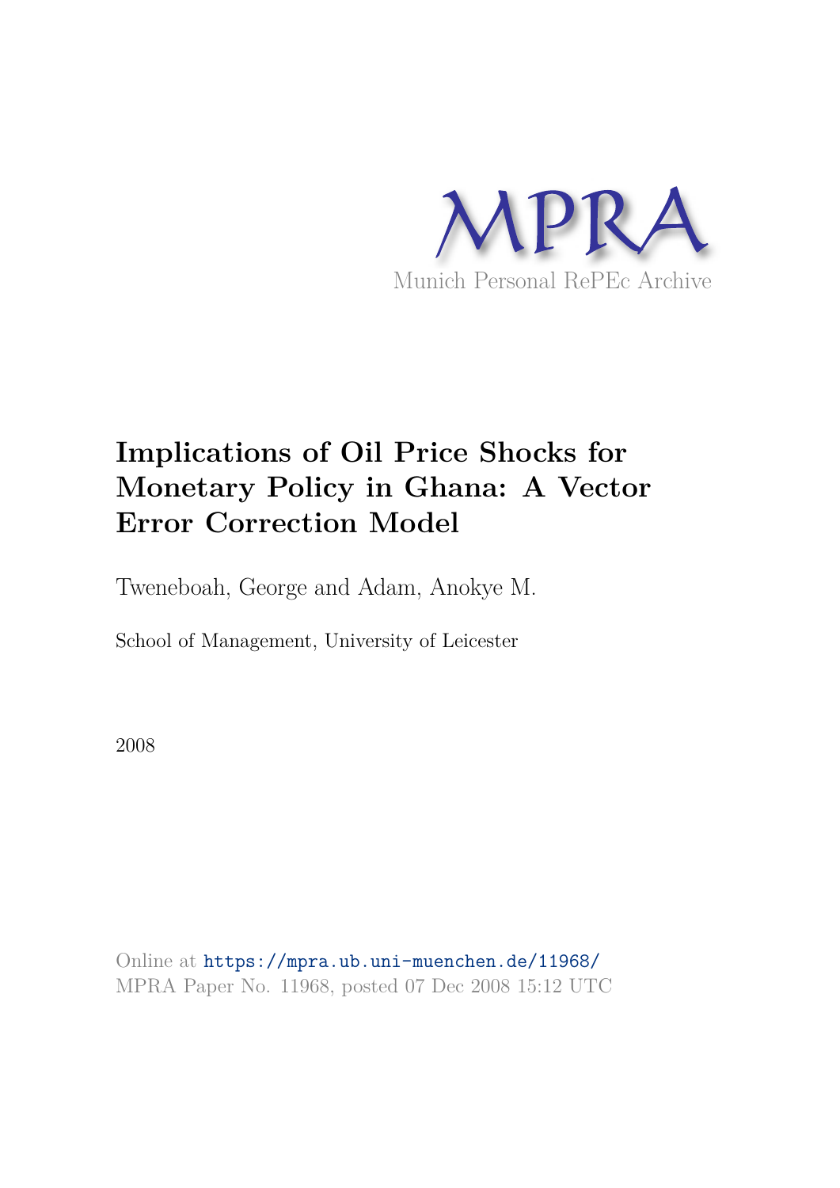MPRA

Munich Personal RePEc Archive

# Implications of Oil Price Shocks for Monetary Policy in Ghana: A Vector Error Correction Model

Tweneboah, George and Adam, Anokye M.

School of Management, University of Leicester

2008

Online at https://mpra.ub.uni-muenchen.de/11968/
MPRA Paper No. 11968, posted 07 Dec 2008 15:12 UTC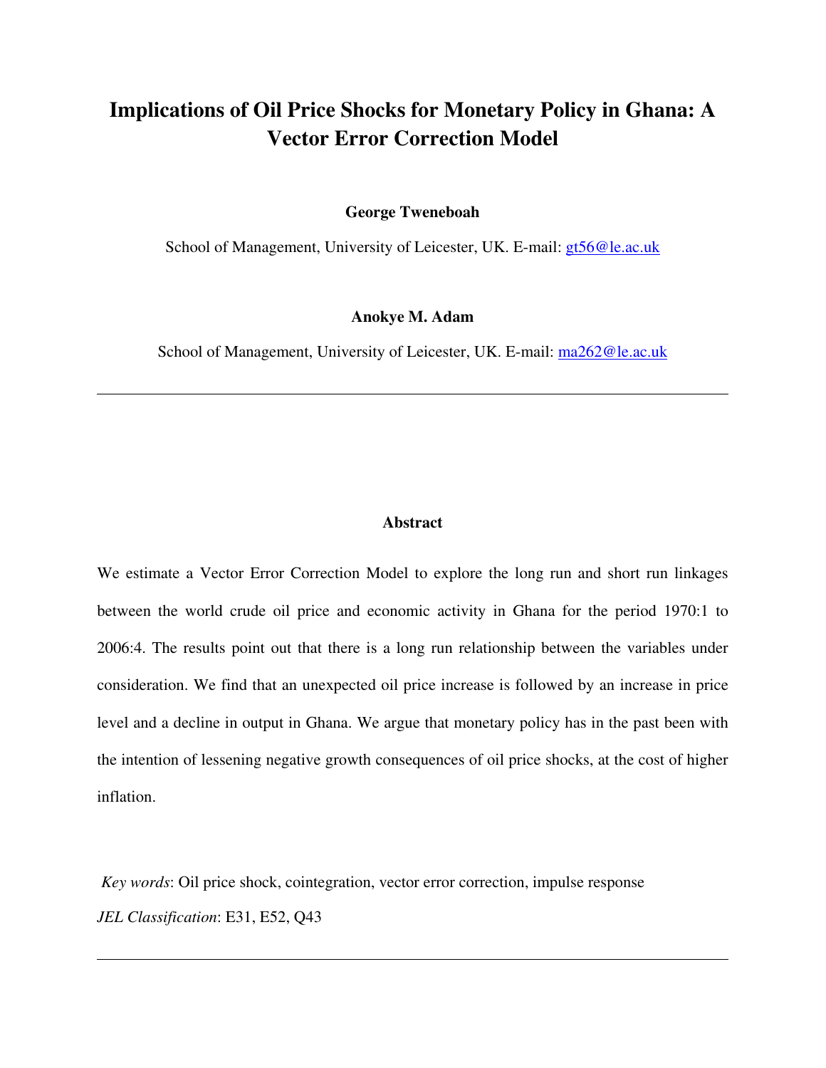# Implications of Oil Price Shocks for Monetary Policy in Ghana: A Vector Error Correction Model

**George Tweneboah**

School of Management, University of Leicester, UK. E-mail: gt56@le.ac.uk

**Anokye M. Adam**

School of Management, University of Leicester, UK. E-mail: ma262@le.ac.uk

---

**Abstract**

We estimate a Vector Error Correction Model to explore the long run and short run linkages between the world crude oil price and economic activity in Ghana for the period 1970:1 to 2006:4. The results point out that there is a long run relationship between the variables under consideration. We find that an unexpected oil price increase is followed by an increase in price level and a decline in output in Ghana. We argue that monetary policy has in the past been with the intention of lessening negative growth consequences of oil price shocks, at the cost of higher inflation.

*Key words*: Oil price shock, cointegration, vector error correction, impulse response

*JEL Classification*: E31, E52, Q43

---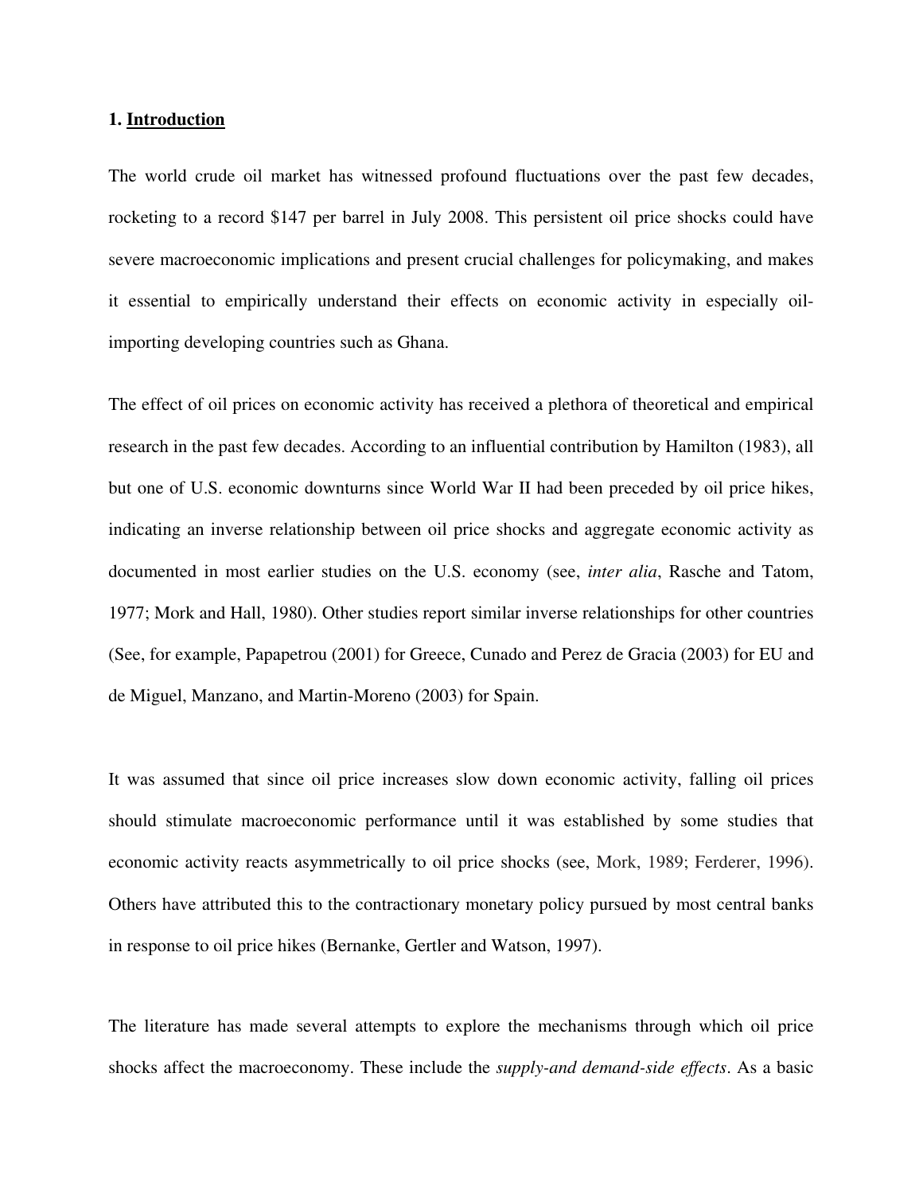## 1. Introduction

The world crude oil market has witnessed profound fluctuations over the past few decades, rocketing to a record $147 per barrel in July 2008. This persistent oil price shocks could have severe macroeconomic implications and present crucial challenges for policymaking, and makes it essential to empirically understand their effects on economic activity in especially oil-importing developing countries such as Ghana.

The effect of oil prices on economic activity has received a plethora of theoretical and empirical research in the past few decades. According to an influential contribution by Hamilton (1983), all but one of U.S. economic downturns since World War II had been preceded by oil price hikes, indicating an inverse relationship between oil price shocks and aggregate economic activity as documented in most earlier studies on the U.S. economy (see, *inter alia*, Rasche and Tatom, 1977; Mork and Hall, 1980). Other studies report similar inverse relationships for other countries (See, for example, Papapetrou (2001) for Greece, Cunado and Perez de Gracia (2003) for EU and de Miguel, Manzano, and Martin-Moreno (2003) for Spain.

It was assumed that since oil price increases slow down economic activity, falling oil prices should stimulate macroeconomic performance until it was established by some studies that economic activity reacts asymmetrically to oil price shocks (see, Mork, 1989; Ferderer, 1996). Others have attributed this to the contractionary monetary policy pursued by most central banks in response to oil price hikes (Bernanke, Gertler and Watson, 1997).

The literature has made several attempts to explore the mechanisms through which oil price shocks affect the macroeconomy. These include the *supply-and demand-side effects*. As a basic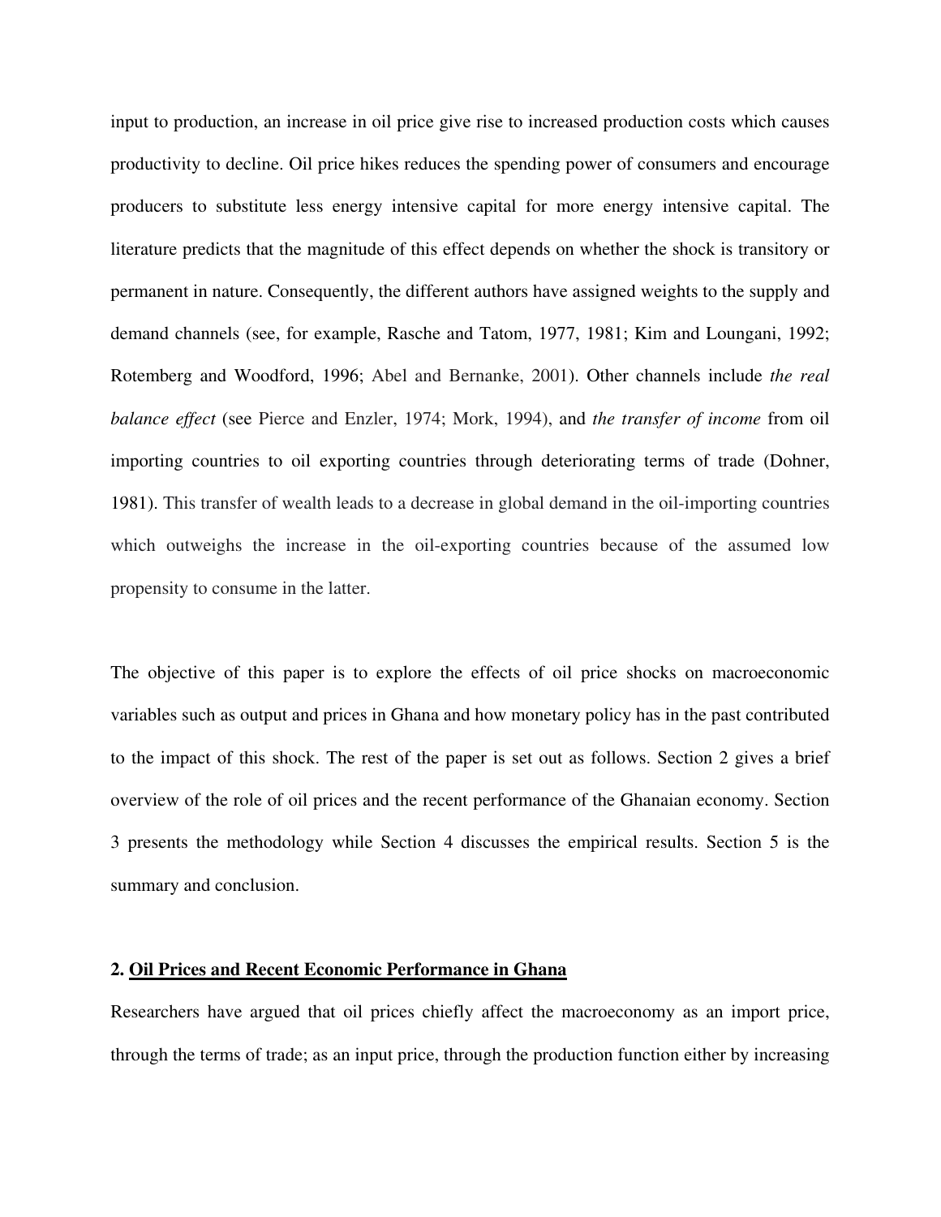input to production, an increase in oil price give rise to increased production costs which causes productivity to decline. Oil price hikes reduces the spending power of consumers and encourage producers to substitute less energy intensive capital for more energy intensive capital. The literature predicts that the magnitude of this effect depends on whether the shock is transitory or permanent in nature. Consequently, the different authors have assigned weights to the supply and demand channels (see, for example, Rasche and Tatom, 1977, 1981; Kim and Loungani, 1992; Rotemberg and Woodford, 1996; Abel and Bernanke, 2001). Other channels include *the real balance effect* (see Pierce and Enzler, 1974; Mork, 1994), and *the transfer of income* from oil importing countries to oil exporting countries through deteriorating terms of trade (Dohner, 1981). This transfer of wealth leads to a decrease in global demand in the oil-importing countries which outweighs the increase in the oil-exporting countries because of the assumed low propensity to consume in the latter.

The objective of this paper is to explore the effects of oil price shocks on macroeconomic variables such as output and prices in Ghana and how monetary policy has in the past contributed to the impact of this shock. The rest of the paper is set out as follows. Section 2 gives a brief overview of the role of oil prices and the recent performance of the Ghanaian economy. Section 3 presents the methodology while Section 4 discusses the empirical results. Section 5 is the summary and conclusion.

## 2. Oil Prices and Recent Economic Performance in Ghana

Researchers have argued that oil prices chiefly affect the macroeconomy as an import price, through the terms of trade; as an input price, through the production function either by increasing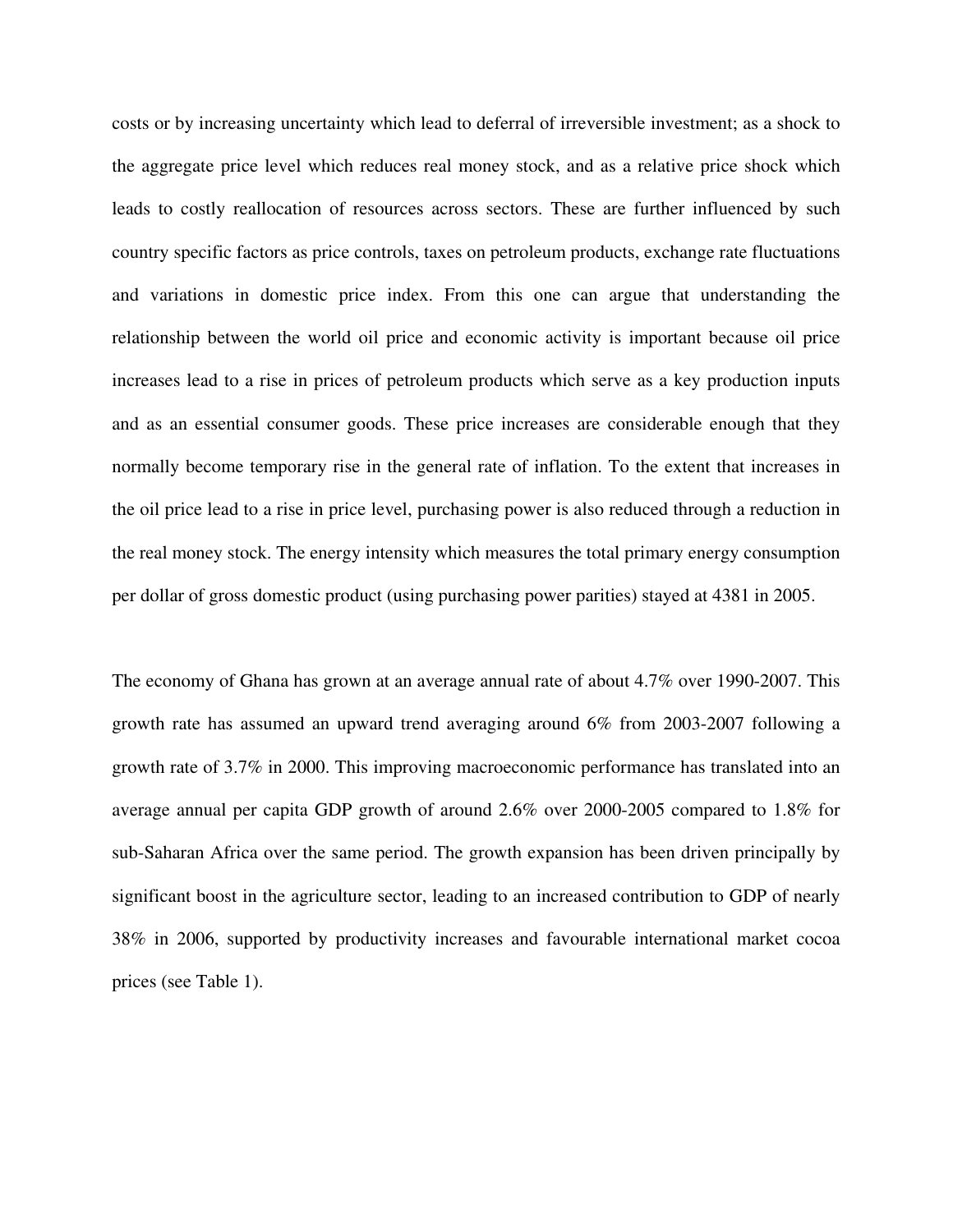costs or by increasing uncertainty which lead to deferral of irreversible investment; as a shock to the aggregate price level which reduces real money stock, and as a relative price shock which leads to costly reallocation of resources across sectors. These are further influenced by such country specific factors as price controls, taxes on petroleum products, exchange rate fluctuations and variations in domestic price index. From this one can argue that understanding the relationship between the world oil price and economic activity is important because oil price increases lead to a rise in prices of petroleum products which serve as a key production inputs and as an essential consumer goods. These price increases are considerable enough that they normally become temporary rise in the general rate of inflation. To the extent that increases in the oil price lead to a rise in price level, purchasing power is also reduced through a reduction in the real money stock. The energy intensity which measures the total primary energy consumption per dollar of gross domestic product (using purchasing power parities) stayed at 4381 in 2005.

The economy of Ghana has grown at an average annual rate of about 4.7% over 1990-2007. This growth rate has assumed an upward trend averaging around 6% from 2003-2007 following a growth rate of 3.7% in 2000. This improving macroeconomic performance has translated into an average annual per capita GDP growth of around 2.6% over 2000-2005 compared to 1.8% for sub-Saharan Africa over the same period. The growth expansion has been driven principally by significant boost in the agriculture sector, leading to an increased contribution to GDP of nearly 38% in 2006, supported by productivity increases and favourable international market cocoa prices (see Table 1).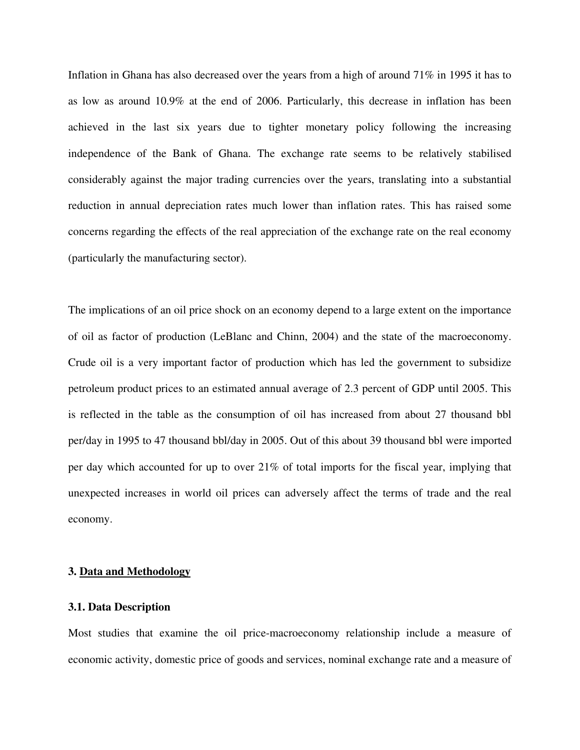Inflation in Ghana has also decreased over the years from a high of around 71% in 1995 it has to as low as around 10.9% at the end of 2006. Particularly, this decrease in inflation has been achieved in the last six years due to tighter monetary policy following the increasing independence of the Bank of Ghana. The exchange rate seems to be relatively stabilised considerably against the major trading currencies over the years, translating into a substantial reduction in annual depreciation rates much lower than inflation rates. This has raised some concerns regarding the effects of the real appreciation of the exchange rate on the real economy (particularly the manufacturing sector).

The implications of an oil price shock on an economy depend to a large extent on the importance of oil as factor of production (LeBlanc and Chinn, 2004) and the state of the macroeconomy. Crude oil is a very important factor of production which has led the government to subsidize petroleum product prices to an estimated annual average of 2.3 percent of GDP until 2005. This is reflected in the table as the consumption of oil has increased from about 27 thousand bbl per/day in 1995 to 47 thousand bbl/day in 2005. Out of this about 39 thousand bbl were imported per day which accounted for up to over 21% of total imports for the fiscal year, implying that unexpected increases in world oil prices can adversely affect the terms of trade and the real economy.

## 3. <u>Data and Methodology</u>

### 3.1. Data Description

Most studies that examine the oil price-macroeconomy relationship include a measure of economic activity, domestic price of goods and services, nominal exchange rate and a measure of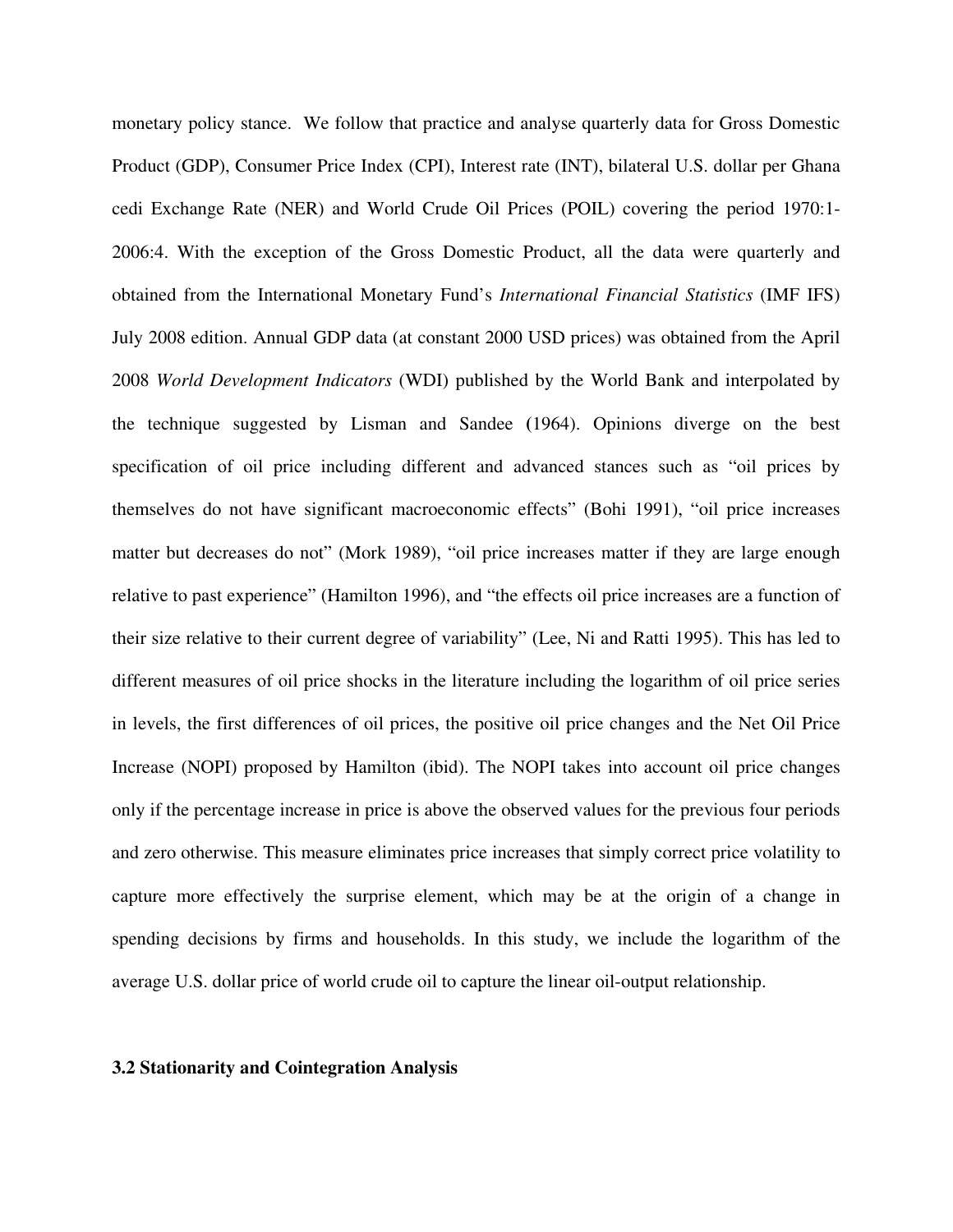monetary policy stance. We follow that practice and analyse quarterly data for Gross Domestic Product (GDP), Consumer Price Index (CPI), Interest rate (INT), bilateral U.S. dollar per Ghana cedi Exchange Rate (NER) and World Crude Oil Prices (POIL) covering the period 1970:1-2006:4. With the exception of the Gross Domestic Product, all the data were quarterly and obtained from the International Monetary Fund's *International Financial Statistics* (IMF IFS) July 2008 edition. Annual GDP data (at constant 2000 USD prices) was obtained from the April 2008 *World Development Indicators* (WDI) published by the World Bank and interpolated by the technique suggested by Lisman and Sandee (1964). Opinions diverge on the best specification of oil price including different and advanced stances such as "oil prices by themselves do not have significant macroeconomic effects" (Bohi 1991), "oil price increases matter but decreases do not" (Mork 1989), "oil price increases matter if they are large enough relative to past experience" (Hamilton 1996), and "the effects oil price increases are a function of their size relative to their current degree of variability" (Lee, Ni and Ratti 1995). This has led to different measures of oil price shocks in the literature including the logarithm of oil price series in levels, the first differences of oil prices, the positive oil price changes and the Net Oil Price Increase (NOPI) proposed by Hamilton (ibid). The NOPI takes into account oil price changes only if the percentage increase in price is above the observed values for the previous four periods and zero otherwise. This measure eliminates price increases that simply correct price volatility to capture more effectively the surprise element, which may be at the origin of a change in spending decisions by firms and households. In this study, we include the logarithm of the average U.S. dollar price of world crude oil to capture the linear oil-output relationship.

### 3.2 Stationarity and Cointegration Analysis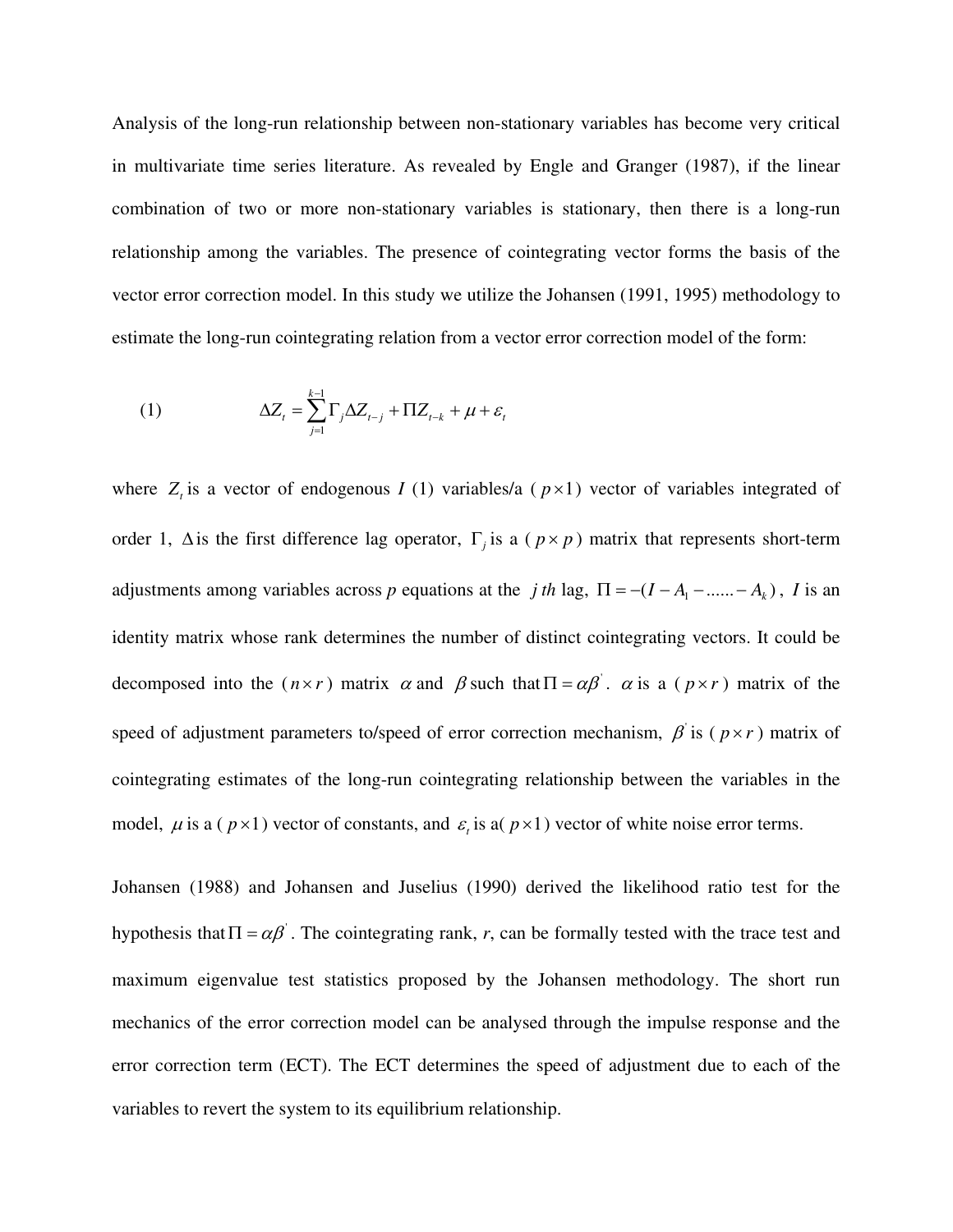Analysis of the long-run relationship between non-stationary variables has become very critical in multivariate time series literature. As revealed by Engle and Granger (1987), if the linear combination of two or more non-stationary variables is stationary, then there is a long-run relationship among the variables. The presence of cointegrating vector forms the basis of the vector error correction model. In this study we utilize the Johansen (1991, 1995) methodology to estimate the long-run cointegrating relation from a vector error correction model of the form:

$$\text{(1)} \qquad \Delta Z_t = \sum_{j=1}^{k-1} \Gamma_j \Delta Z_{t-j} + \Pi Z_{t-k} + \mu + \varepsilon_t$$

where $Z_t$ is a vector of endogenous $I$ (1) variables/a ( $p \times 1$) vector of variables integrated of order 1, $\Delta$ is the first difference lag operator, $\Gamma_j$ is a ( $p \times p$ ) matrix that represents short-term adjustments among variables across $p$ equations at the $j$ *th* lag, $\Pi = -(I - A_1 - ...... - A_k)$, $I$ is an identity matrix whose rank determines the number of distinct cointegrating vectors. It could be decomposed into the ( $n \times r$ ) matrix $\alpha$ and $\beta$ such that $\Pi = \alpha\beta'$. $\alpha$ is a ( $p \times r$ ) matrix of the speed of adjustment parameters to/speed of error correction mechanism, $\beta'$ is ( $p \times r$ ) matrix of cointegrating estimates of the long-run cointegrating relationship between the variables in the model, $\mu$ is a ( $p \times 1$) vector of constants, and $\varepsilon_t$ is a( $p \times 1$) vector of white noise error terms.

Johansen (1988) and Johansen and Juselius (1990) derived the likelihood ratio test for the hypothesis that $\Pi = \alpha\beta'$. The cointegrating rank, *r*, can be formally tested with the trace test and maximum eigenvalue test statistics proposed by the Johansen methodology. The short run mechanics of the error correction model can be analysed through the impulse response and the error correction term (ECT). The ECT determines the speed of adjustment due to each of the variables to revert the system to its equilibrium relationship.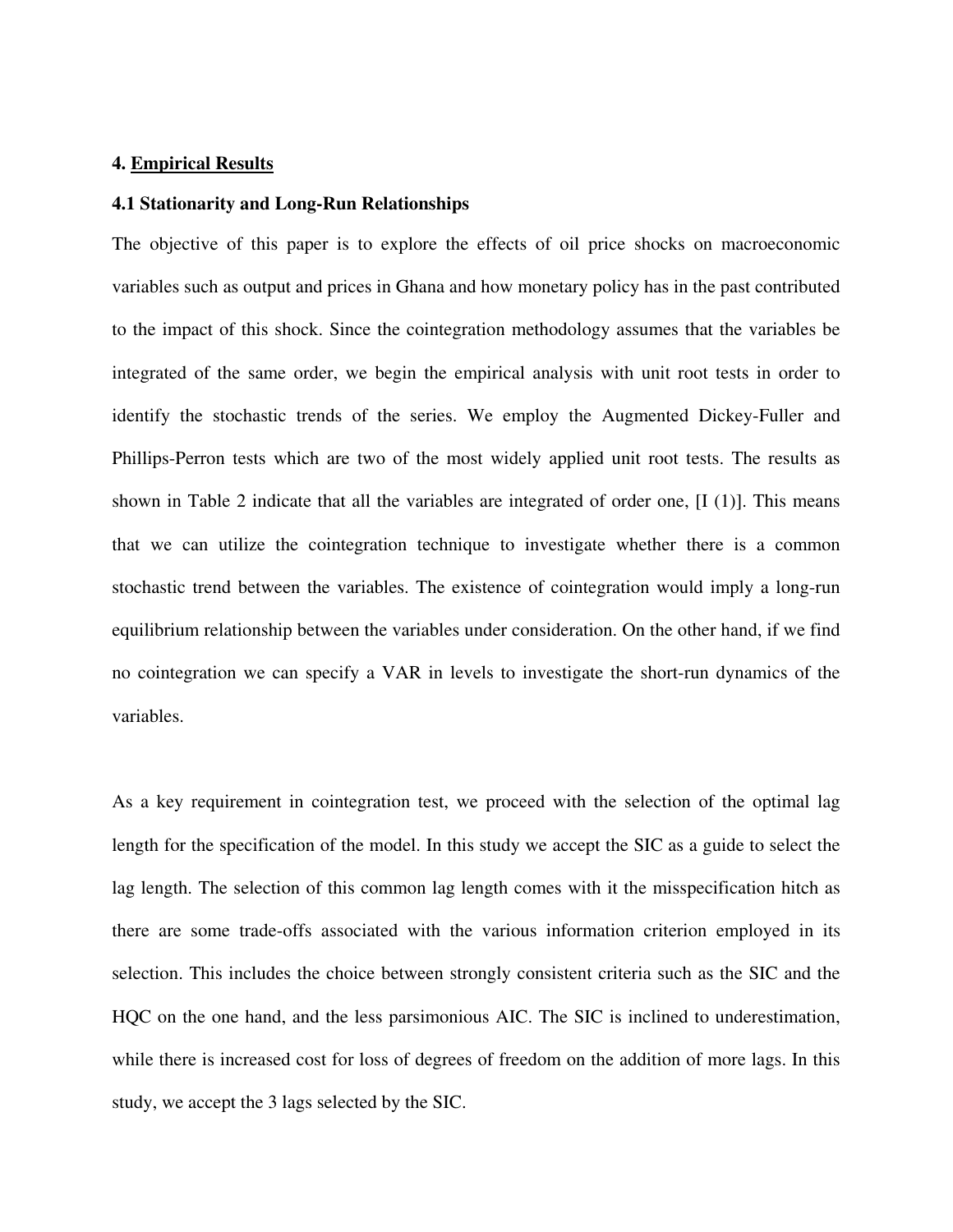## 4. Empirical Results

### 4.1 Stationarity and Long-Run Relationships

The objective of this paper is to explore the effects of oil price shocks on macroeconomic variables such as output and prices in Ghana and how monetary policy has in the past contributed to the impact of this shock. Since the cointegration methodology assumes that the variables be integrated of the same order, we begin the empirical analysis with unit root tests in order to identify the stochastic trends of the series. We employ the Augmented Dickey-Fuller and Phillips-Perron tests which are two of the most widely applied unit root tests. The results as shown in Table 2 indicate that all the variables are integrated of order one, [I (1)]. This means that we can utilize the cointegration technique to investigate whether there is a common stochastic trend between the variables. The existence of cointegration would imply a long-run equilibrium relationship between the variables under consideration. On the other hand, if we find no cointegration we can specify a VAR in levels to investigate the short-run dynamics of the variables.

As a key requirement in cointegration test, we proceed with the selection of the optimal lag length for the specification of the model. In this study we accept the SIC as a guide to select the lag length. The selection of this common lag length comes with it the misspecification hitch as there are some trade-offs associated with the various information criterion employed in its selection. This includes the choice between strongly consistent criteria such as the SIC and the HQC on the one hand, and the less parsimonious AIC. The SIC is inclined to underestimation, while there is increased cost for loss of degrees of freedom on the addition of more lags. In this study, we accept the 3 lags selected by the SIC.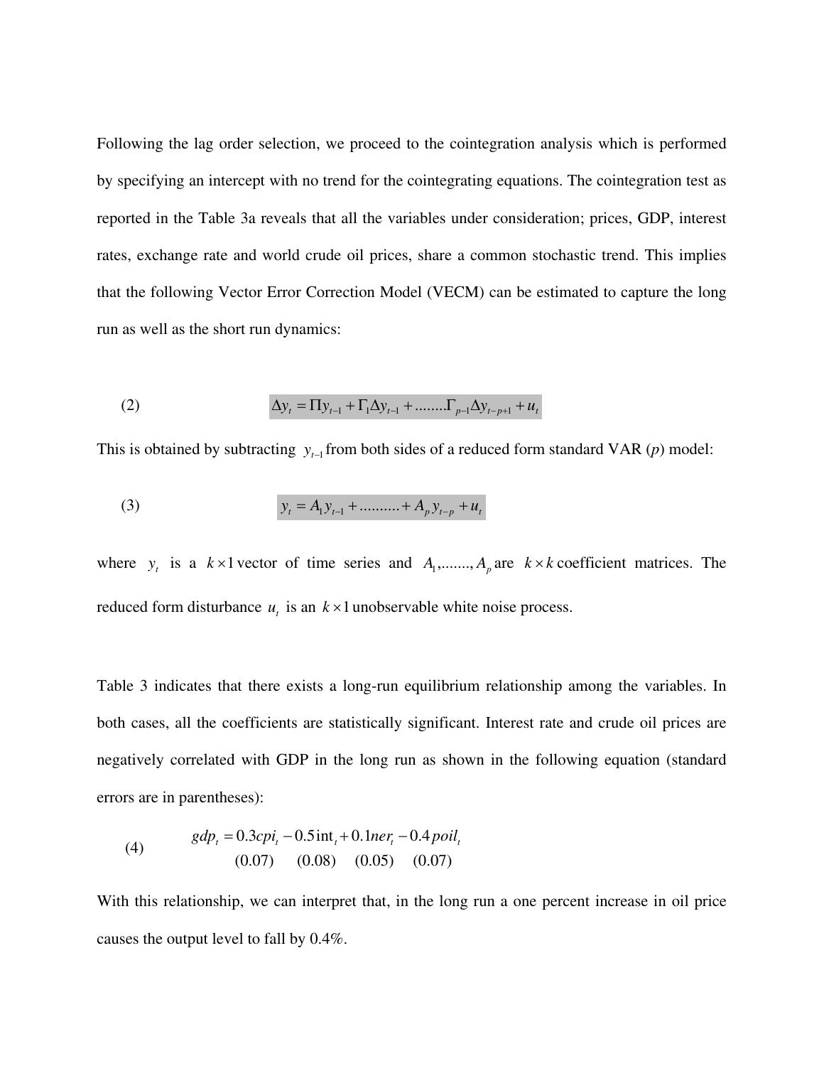Following the lag order selection, we proceed to the cointegration analysis which is performed by specifying an intercept with no trend for the cointegrating equations. The cointegration test as reported in the Table 3a reveals that all the variables under consideration; prices, GDP, interest rates, exchange rate and world crude oil prices, share a common stochastic trend. This implies that the following Vector Error Correction Model (VECM) can be estimated to capture the long run as well as the short run dynamics:

$$\Delta y_t = \Pi y_{t-1} + \Gamma_1 \Delta y_{t-1} + ........\Gamma_{p-1} \Delta y_{t-p+1} + u_t \tag{2}$$

This is obtained by subtracting $y_{t-1}$ from both sides of a reduced form standard VAR (*p*) model:

$$y_t = A_1 y_{t-1} + .......... + A_p y_{t-p} + u_t \tag{3}$$

where $y_t$ is a $k \times 1$ vector of time series and $A_1, ......., A_p$ are $k \times k$ coefficient matrices. The reduced form disturbance $u_t$ is an $k \times 1$ unobservable white noise process.

Table 3 indicates that there exists a long-run equilibrium relationship among the variables. In both cases, all the coefficients are statistically significant. Interest rate and crude oil prices are negatively correlated with GDP in the long run as shown in the following equation (standard errors are in parentheses):

$$\begin{aligned} gdp_t = \; & 0.3cpi_t - 0.5\text{int}_t + 0.1ner_t - 0.4poil_t \\ & (0.07) \quad\;\; (0.08) \quad\;\; (0.05) \quad\;\; (0.07) \end{aligned} \tag{4}$$

With this relationship, we can interpret that, in the long run a one percent increase in oil price causes the output level to fall by 0.4%.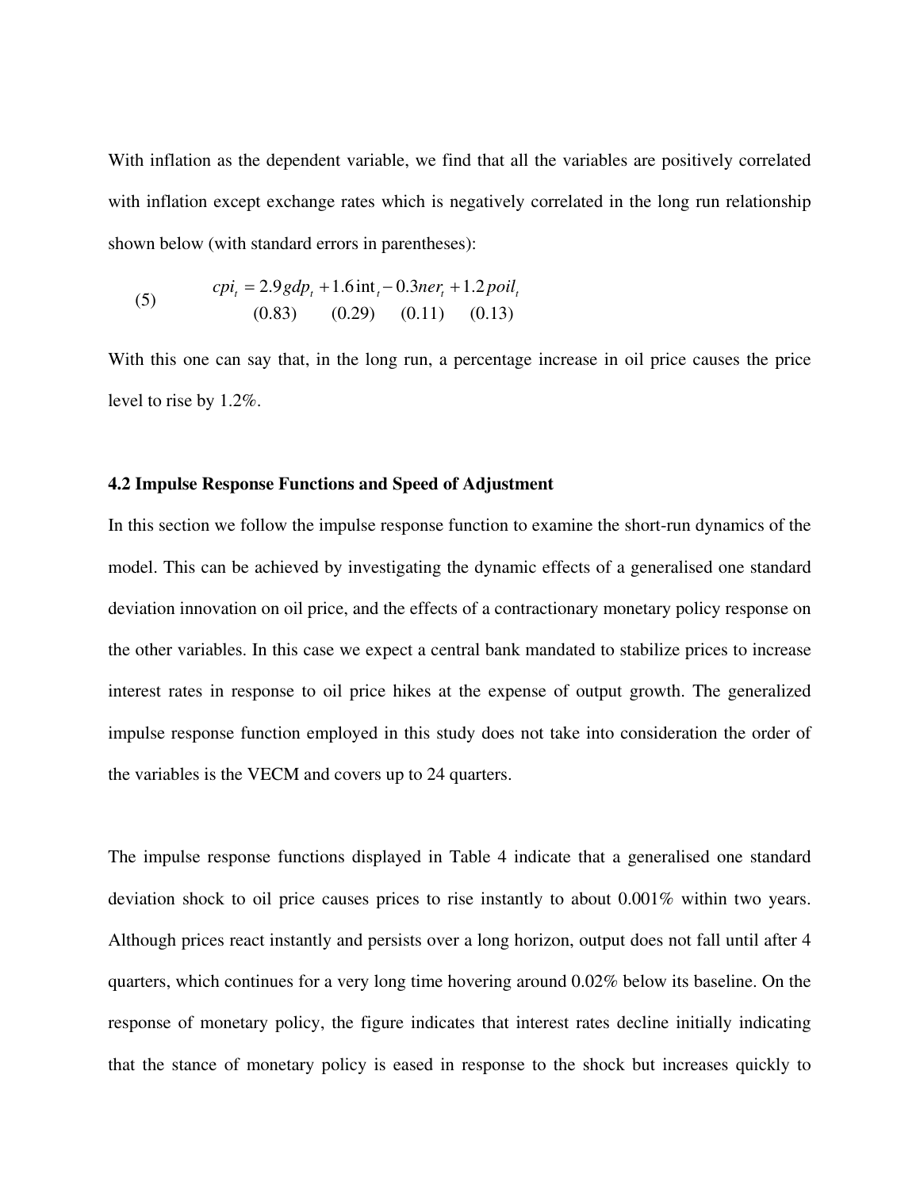With inflation as the dependent variable, we find that all the variables are positively correlated with inflation except exchange rates which is negatively correlated in the long run relationship shown below (with standard errors in parentheses):

$$
(5) \qquad \underset{}{cpi_t} = \underset{(0.83)}{2.9 gdp_t} + \underset{(0.29)}{1.6 \text{int}_t} - \underset{(0.11)}{0.3 ner_t} + \underset{(0.13)}{1.2 poil_t}
$$

With this one can say that, in the long run, a percentage increase in oil price causes the price level to rise by 1.2%.

### 4.2 Impulse Response Functions and Speed of Adjustment

In this section we follow the impulse response function to examine the short-run dynamics of the model. This can be achieved by investigating the dynamic effects of a generalised one standard deviation innovation on oil price, and the effects of a contractionary monetary policy response on the other variables. In this case we expect a central bank mandated to stabilize prices to increase interest rates in response to oil price hikes at the expense of output growth. The generalized impulse response function employed in this study does not take into consideration the order of the variables is the VECM and covers up to 24 quarters.

The impulse response functions displayed in Table 4 indicate that a generalised one standard deviation shock to oil price causes prices to rise instantly to about 0.001% within two years. Although prices react instantly and persists over a long horizon, output does not fall until after 4 quarters, which continues for a very long time hovering around 0.02% below its baseline. On the response of monetary policy, the figure indicates that interest rates decline initially indicating that the stance of monetary policy is eased in response to the shock but increases quickly to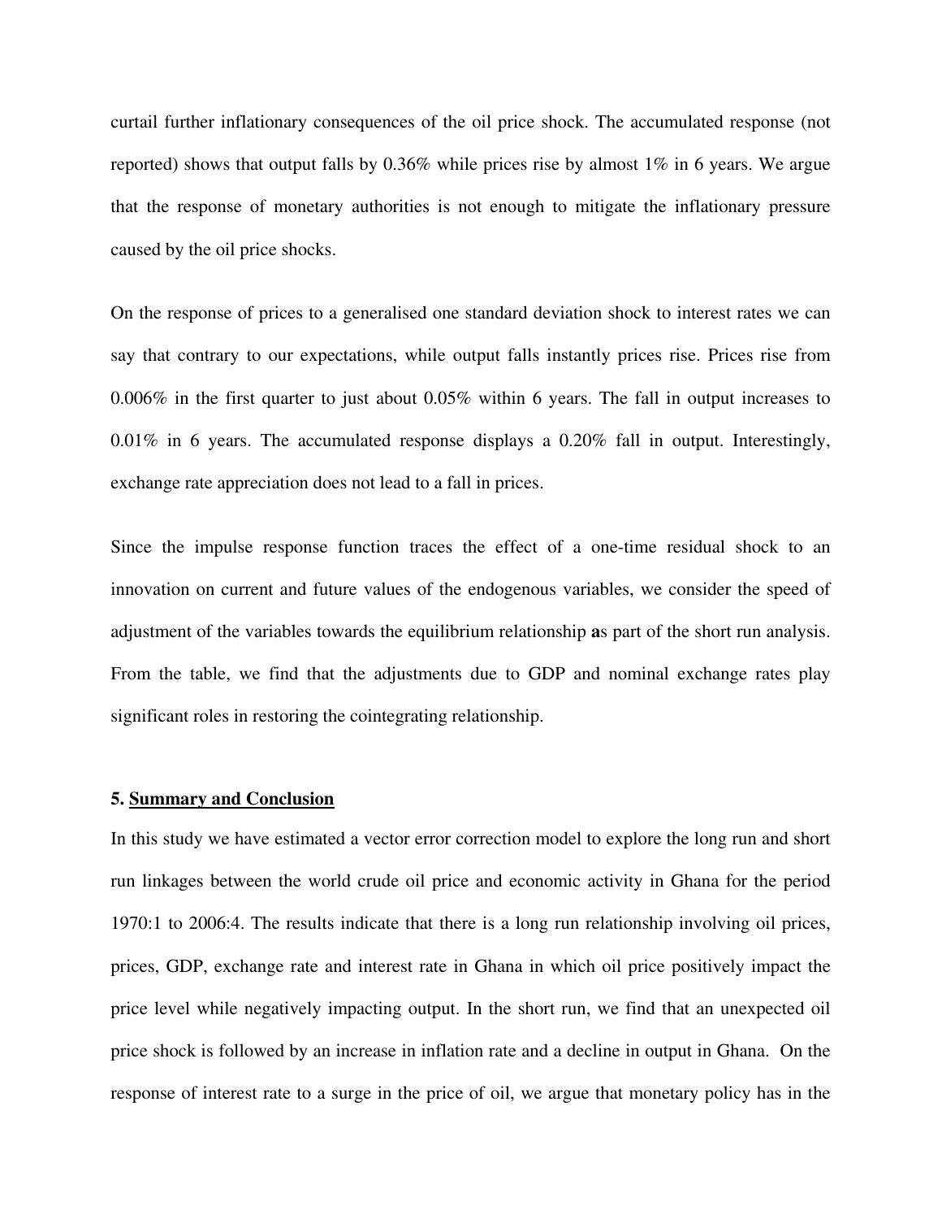curtail further inflationary consequences of the oil price shock. The accumulated response (not reported) shows that output falls by 0.36% while prices rise by almost 1% in 6 years. We argue that the response of monetary authorities is not enough to mitigate the inflationary pressure caused by the oil price shocks.

On the response of prices to a generalised one standard deviation shock to interest rates we can say that contrary to our expectations, while output falls instantly prices rise. Prices rise from 0.006% in the first quarter to just about 0.05% within 6 years. The fall in output increases to 0.01% in 6 years. The accumulated response displays a 0.20% fall in output. Interestingly, exchange rate appreciation does not lead to a fall in prices.

Since the impulse response function traces the effect of a one-time residual shock to an innovation on current and future values of the endogenous variables, we consider the speed of adjustment of the variables towards the equilibrium relationship **a**s part of the short run analysis. From the table, we find that the adjustments due to GDP and nominal exchange rates play significant roles in restoring the cointegrating relationship.

## 5. <u>Summary and Conclusion</u>

In this study we have estimated a vector error correction model to explore the long run and short run linkages between the world crude oil price and economic activity in Ghana for the period 1970:1 to 2006:4. The results indicate that there is a long run relationship involving oil prices, prices, GDP, exchange rate and interest rate in Ghana in which oil price positively impact the price level while negatively impacting output. In the short run, we find that an unexpected oil price shock is followed by an increase in inflation rate and a decline in output in Ghana. On the response of interest rate to a surge in the price of oil, we argue that monetary policy has in the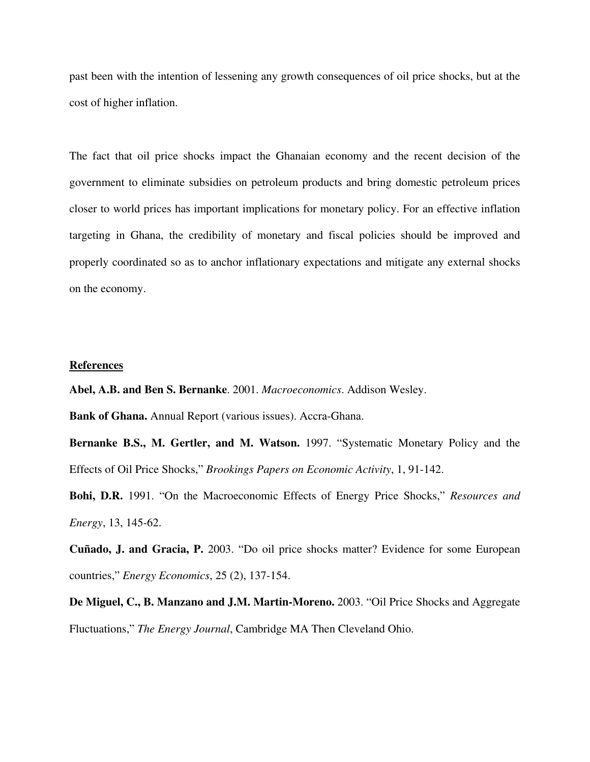past been with the intention of lessening any growth consequences of oil price shocks, but at the cost of higher inflation.

The fact that oil price shocks impact the Ghanaian economy and the recent decision of the government to eliminate subsidies on petroleum products and bring domestic petroleum prices closer to world prices has important implications for monetary policy. For an effective inflation targeting in Ghana, the credibility of monetary and fiscal policies should be improved and properly coordinated so as to anchor inflationary expectations and mitigate any external shocks on the economy.

## References

**Abel, A.B. and Ben S. Bernanke**. 2001. *Macroeconomics*. Addison Wesley.

**Bank of Ghana.** Annual Report (various issues). Accra-Ghana.

**Bernanke B.S., M. Gertler, and M. Watson.** 1997. "Systematic Monetary Policy and the Effects of Oil Price Shocks," *Brookings Papers on Economic Activity*, 1, 91-142.

**Bohi, D.R.** 1991. "On the Macroeconomic Effects of Energy Price Shocks," *Resources and Energy*, 13, 145-62.

**Cuñado, J. and Gracia, P.** 2003. "Do oil price shocks matter? Evidence for some European countries," *Energy Economics*, 25 (2), 137-154.

**De Miguel, C., B. Manzano and J.M. Martin-Moreno.** 2003. "Oil Price Shocks and Aggregate Fluctuations," *The Energy Journal*, Cambridge MA Then Cleveland Ohio.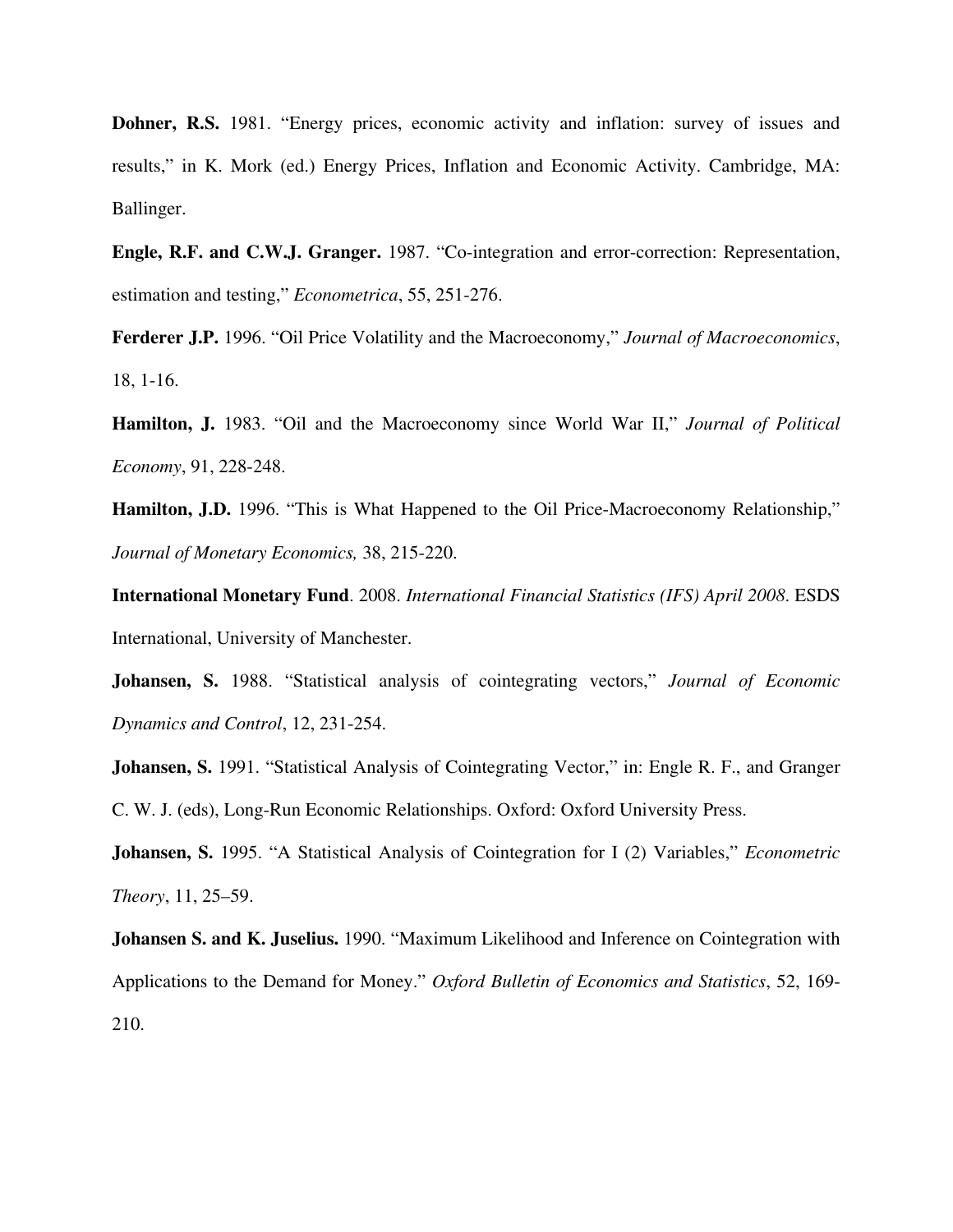**Dohner, R.S.** 1981. "Energy prices, economic activity and inflation: survey of issues and results," in K. Mork (ed.) Energy Prices, Inflation and Economic Activity. Cambridge, MA: Ballinger.

**Engle, R.F. and C.W.J. Granger.** 1987. "Co-integration and error-correction: Representation, estimation and testing," *Econometrica*, 55, 251-276.

**Ferderer J.P.** 1996. "Oil Price Volatility and the Macroeconomy," *Journal of Macroeconomics*, 18, 1-16.

**Hamilton, J.** 1983. "Oil and the Macroeconomy since World War II," *Journal of Political Economy*, 91, 228-248.

**Hamilton, J.D.** 1996. "This is What Happened to the Oil Price-Macroeconomy Relationship," *Journal of Monetary Economics,* 38, 215-220.

**International Monetary Fund**. 2008. *International Financial Statistics (IFS) April 2008*. ESDS International, University of Manchester.

**Johansen, S.** 1988. "Statistical analysis of cointegrating vectors," *Journal of Economic Dynamics and Control*, 12, 231-254.

**Johansen, S.** 1991. "Statistical Analysis of Cointegrating Vector," in: Engle R. F., and Granger C. W. J. (eds), Long-Run Economic Relationships. Oxford: Oxford University Press.

**Johansen, S.** 1995. "A Statistical Analysis of Cointegration for I (2) Variables," *Econometric Theory*, 11, 25–59.

**Johansen S. and K. Juselius.** 1990. "Maximum Likelihood and Inference on Cointegration with Applications to the Demand for Money." *Oxford Bulletin of Economics and Statistics*, 52, 169-210.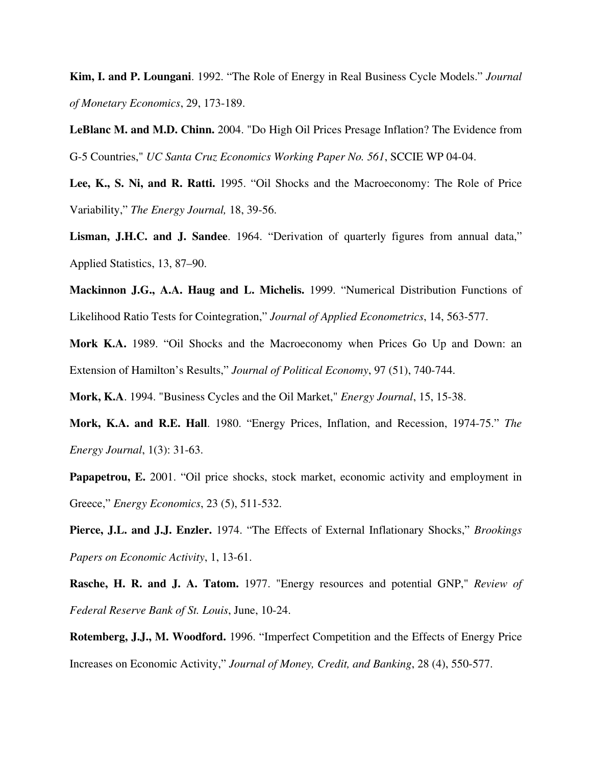**Kim, I. and P. Loungani**. 1992. “The Role of Energy in Real Business Cycle Models.” *Journal of Monetary Economics*, 29, 173-189.

**LeBlanc M. and M.D. Chinn.** 2004. "Do High Oil Prices Presage Inflation? The Evidence from G-5 Countries," *UC Santa Cruz Economics Working Paper No. 561*, SCCIE WP 04-04.

**Lee, K., S. Ni, and R. Ratti.** 1995. “Oil Shocks and the Macroeconomy: The Role of Price Variability,” *The Energy Journal,* 18, 39-56.

**Lisman, J.H.C. and J. Sandee**. 1964. “Derivation of quarterly figures from annual data,” Applied Statistics, 13, 87–90.

**Mackinnon J.G., A.A. Haug and L. Michelis.** 1999. “Numerical Distribution Functions of Likelihood Ratio Tests for Cointegration,” *Journal of Applied Econometrics*, 14, 563-577.

**Mork K.A.** 1989. “Oil Shocks and the Macroeconomy when Prices Go Up and Down: an Extension of Hamilton’s Results,” *Journal of Political Economy*, 97 (51), 740-744.

**Mork, K.A**. 1994. "Business Cycles and the Oil Market," *Energy Journal*, 15, 15-38.

**Mork, K.A. and R.E. Hall**. 1980. “Energy Prices, Inflation, and Recession, 1974-75.” *The Energy Journal*, 1(3): 31-63.

**Papapetrou, E.** 2001. “Oil price shocks, stock market, economic activity and employment in Greece,” *Energy Economics*, 23 (5), 511-532.

**Pierce, J.L. and J.J. Enzler.** 1974. “The Effects of External Inflationary Shocks,” *Brookings Papers on Economic Activity*, 1, 13-61.

**Rasche, H. R. and J. A. Tatom.** 1977. "Energy resources and potential GNP," *Review of Federal Reserve Bank of St. Louis*, June, 10-24.

**Rotemberg, J.J., M. Woodford.** 1996. “Imperfect Competition and the Effects of Energy Price Increases on Economic Activity,” *Journal of Money, Credit, and Banking*, 28 (4), 550-577.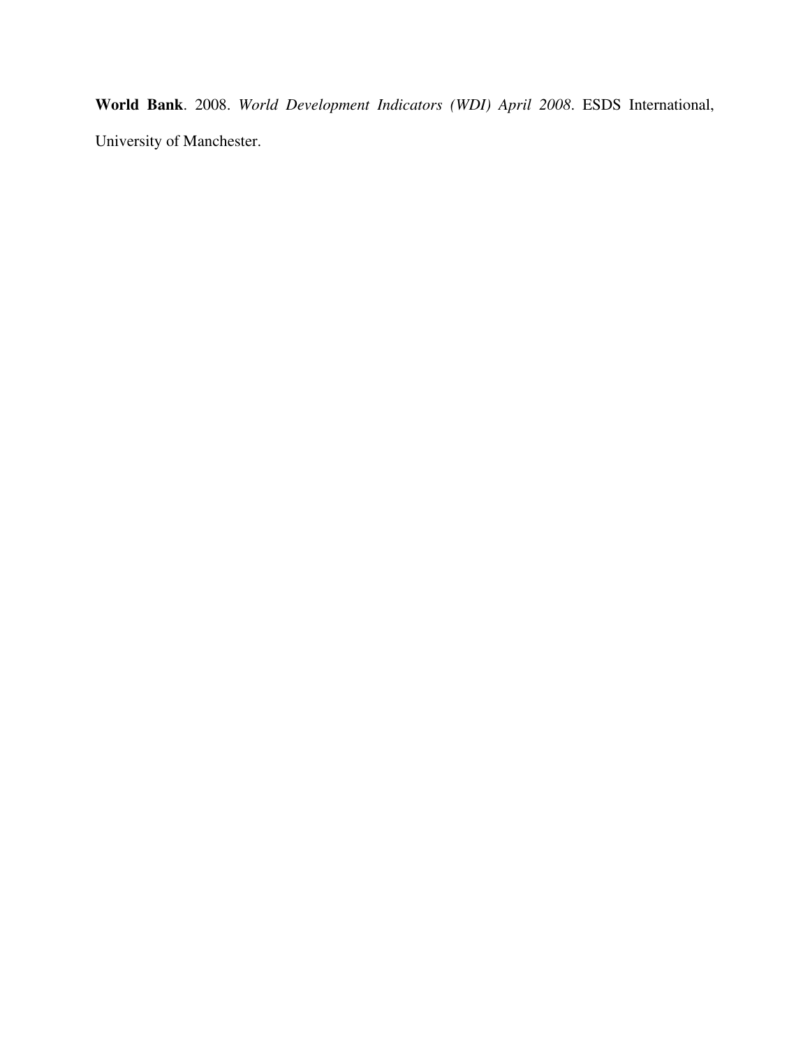**World Bank**. 2008. *World Development Indicators (WDI) April 2008*. ESDS International, University of Manchester.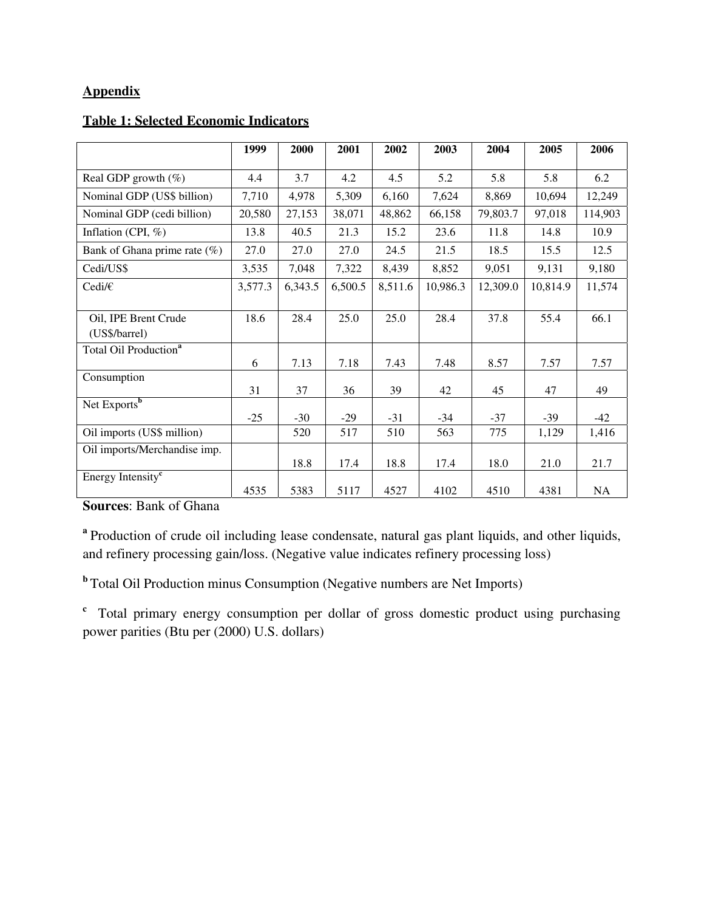## Appendix

### Table 1: Selected Economic Indicators

| | 1999 | 2000 | 2001 | 2002 | 2003 | 2004 | 2005 | 2006 |
|---|---|---|---|---|---|---|---|---|
| Real GDP growth (%) | 4.4 | 3.7 | 4.2 | 4.5 | 5.2 | 5.8 | 5.8 | 6.2 |
| Nominal GDP (US$ billion) | 7,710 | 4,978 | 5,309 | 6,160 | 7,624 | 8,869 | 10,694 | 12,249 |
| Nominal GDP (cedi billion) | 20,580 | 27,153 | 38,071 | 48,862 | 66,158 | 79,803.7 | 97,018 | 114,903 |
| Inflation (CPI, %) | 13.8 | 40.5 | 21.3 | 15.2 | 23.6 | 11.8 | 14.8 | 10.9 |
| Bank of Ghana prime rate (%) | 27.0 | 27.0 | 27.0 | 24.5 | 21.5 | 18.5 | 15.5 | 12.5 |
| Cedi/US$ | 3,535 | 7,048 | 7,322 | 8,439 | 8,852 | 9,051 | 9,131 | 9,180 |
| Cedi/€ | 3,577.3 | 6,343.5 | 6,500.5 | 8,511.6 | 10,986.3 | 12,309.0 | 10,814.9 | 11,574 |
| Oil, IPE Brent Crude (US$/barrel) | 18.6 | 28.4 | 25.0 | 25.0 | 28.4 | 37.8 | 55.4 | 66.1 |
| Total Oil Production[a] | 6 | 7.13 | 7.18 | 7.43 | 7.48 | 8.57 | 7.57 | 7.57 |
| Consumption | 31 | 37 | 36 | 39 | 42 | 45 | 47 | 49 |
| Net Exports[b] | -25 | -30 | -29 | -31 | -34 | -37 | -39 | -42 |
| Oil imports (US$ million) | | 520 | 517 | 510 | 563 | 775 | 1,129 | 1,416 |
| Oil imports/Merchandise imp. | | 18.8 | 17.4 | 18.8 | 17.4 | 18.0 | 21.0 | 21.7 |
| Energy Intensity[c] | 4535 | 5383 | 5117 | 4527 | 4102 | 4510 | 4381 | NA |

**Sources**: Bank of Ghana

[a] Production of crude oil including lease condensate, natural gas plant liquids, and other liquids, and refinery processing gain/loss. (Negative value indicates refinery processing loss)

[b] Total Oil Production minus Consumption (Negative numbers are Net Imports)

[c] Total primary energy consumption per dollar of gross domestic product using purchasing power parities (Btu per (2000) U.S. dollars)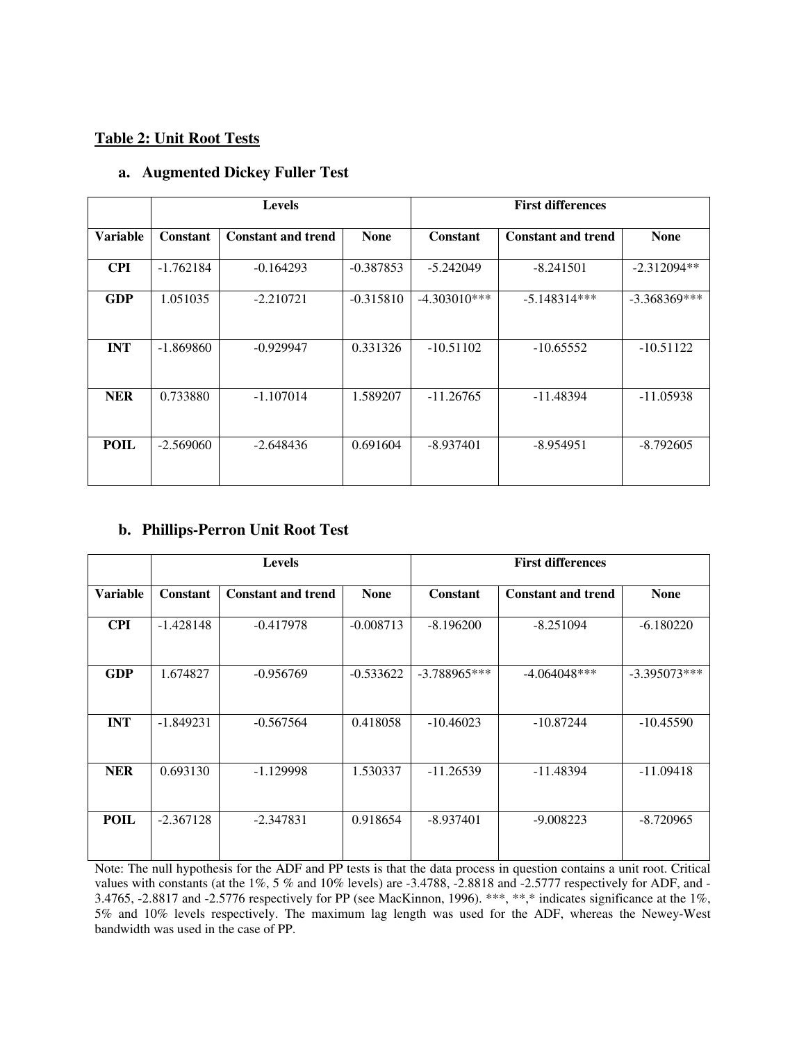**Table 2: Unit Root Tests**

**a. Augmented Dickey Fuller Test**

| | Levels | | | First differences | | |
|---|---|---|---|---|---|---|
| **Variable** | **Constant** | **Constant and trend** | **None** | **Constant** | **Constant and trend** | **None** |
| **CPI** | -1.762184 | -0.164293 | -0.387853 | -5.242049 | -8.241501 | -2.312094** |
| **GDP** | 1.051035 | -2.210721 | -0.315810 | -4.303010*** | -5.148314*** | -3.368369*** |
| **INT** | -1.869860 | -0.929947 | 0.331326 | -10.51102 | -10.65552 | -10.51122 |
| **NER** | 0.733880 | -1.107014 | 1.589207 | -11.26765 | -11.48394 | -11.05938 |
| **POIL** | -2.569060 | -2.648436 | 0.691604 | -8.937401 | -8.954951 | -8.792605 |

**b. Phillips-Perron Unit Root Test**

| | Levels | | | First differences | | |
|---|---|---|---|---|---|---|
| **Variable** | **Constant** | **Constant and trend** | **None** | **Constant** | **Constant and trend** | **None** |
| **CPI** | -1.428148 | -0.417978 | -0.008713 | -8.196200 | -8.251094 | -6.180220 |
| **GDP** | 1.674827 | -0.956769 | -0.533622 | -3.788965*** | -4.064048*** | -3.395073*** |
| **INT** | -1.849231 | -0.567564 | 0.418058 | -10.46023 | -10.87244 | -10.45590 |
| **NER** | 0.693130 | -1.129998 | 1.530337 | -11.26539 | -11.48394 | -11.09418 |
| **POIL** | -2.367128 | -2.347831 | 0.918654 | -8.937401 | -9.008223 | -8.720965 |

Note: The null hypothesis for the ADF and PP tests is that the data process in question contains a unit root. Critical values with constants (at the 1%, 5 % and 10% levels) are -3.4788, -2.8818 and -2.5777 respectively for ADF, and -3.4765, -2.8817 and -2.5776 respectively for PP (see MacKinnon, 1996). ***, **,* indicates significance at the 1%, 5% and 10% levels respectively. The maximum lag length was used for the ADF, whereas the Newey-West bandwidth was used in the case of PP.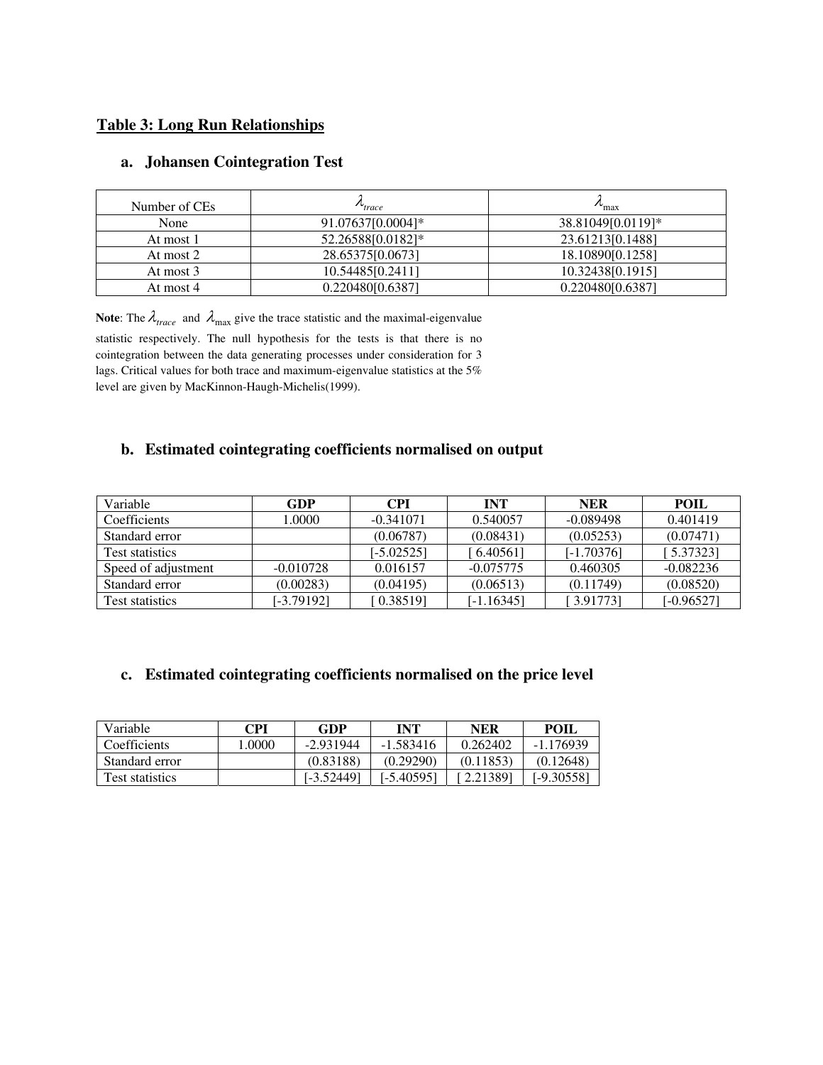## Table 3: Long Run Relationships

### a. Johansen Cointegration Test

| Number of CEs | $\lambda_{trace}$ | $\lambda_{max}$ |
|---|---|---|
| None | 91.07637[0.0004]* | 38.81049[0.0119]* |
| At most 1 | 52.26588[0.0182]* | 23.61213[0.1488] |
| At most 2 | 28.65375[0.0673] | 18.10890[0.1258] |
| At most 3 | 10.54485[0.2411] | 10.32438[0.1915] |
| At most 4 | 0.220480[0.6387] | 0.220480[0.6387] |

**Note**: The $\lambda_{trace}$ and $\lambda_{max}$ give the trace statistic and the maximal-eigenvalue statistic respectively. The null hypothesis for the tests is that there is no cointegration between the data generating processes under consideration for 3 lags. Critical values for both trace and maximum-eigenvalue statistics at the 5% level are given by MacKinnon-Haugh-Michelis(1999).

### b. Estimated cointegrating coefficients normalised on output

| Variable | GDP | CPI | INT | NER | POIL |
|---|---|---|---|---|---|
| Coefficients | 1.0000 | -0.341071 | 0.540057 | -0.089498 | 0.401419 |
| Standard error | | (0.06787) | (0.08431) | (0.05253) | (0.07471) |
| Test statistics | | [-5.02525] | [ 6.40561] | [-1.70376] | [ 5.37323] |
| Speed of adjustment | -0.010728 | 0.016157 | -0.075775 | 0.460305 | -0.082236 |
| Standard error | (0.00283) | (0.04195) | (0.06513) | (0.11749) | (0.08520) |
| Test statistics | [-3.79192] | [ 0.38519] | [-1.16345] | [ 3.91773] | [-0.96527] |

### c. Estimated cointegrating coefficients normalised on the price level

| Variable | CPI | GDP | INT | NER | POIL |
|---|---|---|---|---|---|
| Coefficients | 1.0000 | -2.931944 | -1.583416 | 0.262402 | -1.176939 |
| Standard error | | (0.83188) | (0.29290) | (0.11853) | (0.12648) |
| Test statistics | | [-3.52449] | [-5.40595] | [ 2.21389] | [-9.30558] |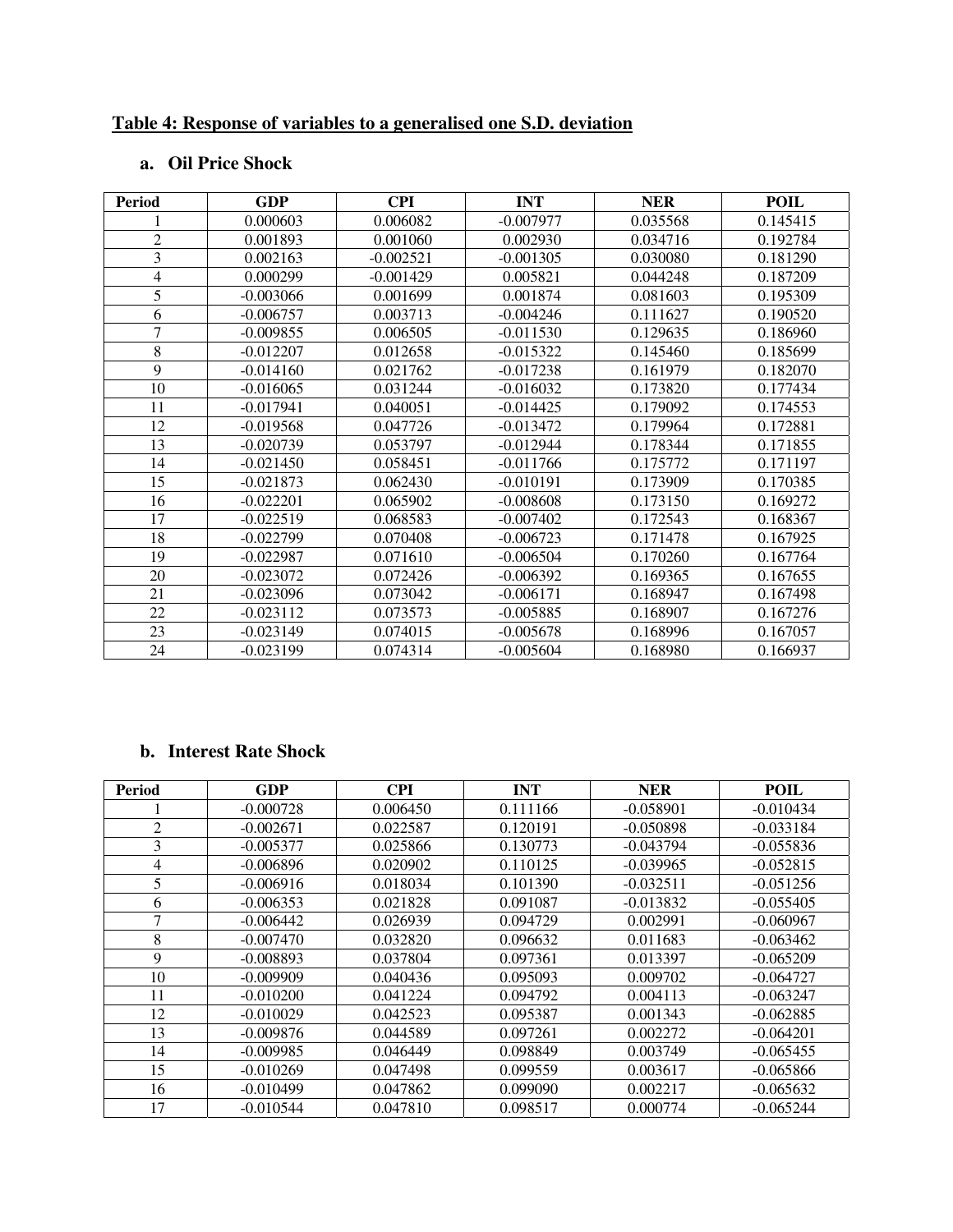## Table 4: Response of variables to a generalised one S.D. deviation

### a. Oil Price Shock

| Period | GDP | CPI | INT | NER | POIL |
|---|---|---|---|---|---|
| 1 | 0.000603 | 0.006082 | -0.007977 | 0.035568 | 0.145415 |
| 2 | 0.001893 | 0.001060 | 0.002930 | 0.034716 | 0.192784 |
| 3 | 0.002163 | -0.002521 | -0.001305 | 0.030080 | 0.181290 |
| 4 | 0.000299 | -0.001429 | 0.005821 | 0.044248 | 0.187209 |
| 5 | -0.003066 | 0.001699 | 0.001874 | 0.081603 | 0.195309 |
| 6 | -0.006757 | 0.003713 | -0.004246 | 0.111627 | 0.190520 |
| 7 | -0.009855 | 0.006505 | -0.011530 | 0.129635 | 0.186960 |
| 8 | -0.012207 | 0.012658 | -0.015322 | 0.145460 | 0.185699 |
| 9 | -0.014160 | 0.021762 | -0.017238 | 0.161979 | 0.182070 |
| 10 | -0.016065 | 0.031244 | -0.016032 | 0.173820 | 0.177434 |
| 11 | -0.017941 | 0.040051 | -0.014425 | 0.179092 | 0.174553 |
| 12 | -0.019568 | 0.047726 | -0.013472 | 0.179964 | 0.172881 |
| 13 | -0.020739 | 0.053797 | -0.012944 | 0.178344 | 0.171855 |
| 14 | -0.021450 | 0.058451 | -0.011766 | 0.175772 | 0.171197 |
| 15 | -0.021873 | 0.062430 | -0.010191 | 0.173909 | 0.170385 |
| 16 | -0.022201 | 0.065902 | -0.008608 | 0.173150 | 0.169272 |
| 17 | -0.022519 | 0.068583 | -0.007402 | 0.172543 | 0.168367 |
| 18 | -0.022799 | 0.070408 | -0.006723 | 0.171478 | 0.167925 |
| 19 | -0.022987 | 0.071610 | -0.006504 | 0.170260 | 0.167764 |
| 20 | -0.023072 | 0.072426 | -0.006392 | 0.169365 | 0.167655 |
| 21 | -0.023096 | 0.073042 | -0.006171 | 0.168947 | 0.167498 |
| 22 | -0.023112 | 0.073573 | -0.005885 | 0.168907 | 0.167276 |
| 23 | -0.023149 | 0.074015 | -0.005678 | 0.168996 | 0.167057 |
| 24 | -0.023199 | 0.074314 | -0.005604 | 0.168980 | 0.166937 |

### b. Interest Rate Shock

| Period | GDP | CPI | INT | NER | POIL |
|---|---|---|---|---|---|
| 1 | -0.000728 | 0.006450 | 0.111166 | -0.058901 | -0.010434 |
| 2 | -0.002671 | 0.022587 | 0.120191 | -0.050898 | -0.033184 |
| 3 | -0.005377 | 0.025866 | 0.130773 | -0.043794 | -0.055836 |
| 4 | -0.006896 | 0.020902 | 0.110125 | -0.039965 | -0.052815 |
| 5 | -0.006916 | 0.018034 | 0.101390 | -0.032511 | -0.051256 |
| 6 | -0.006353 | 0.021828 | 0.091087 | -0.013832 | -0.055405 |
| 7 | -0.006442 | 0.026939 | 0.094729 | 0.002991 | -0.060967 |
| 8 | -0.007470 | 0.032820 | 0.096632 | 0.011683 | -0.063462 |
| 9 | -0.008893 | 0.037804 | 0.097361 | 0.013397 | -0.065209 |
| 10 | -0.009909 | 0.040436 | 0.095093 | 0.009702 | -0.064727 |
| 11 | -0.010200 | 0.041224 | 0.094792 | 0.004113 | -0.063247 |
| 12 | -0.010029 | 0.042523 | 0.095387 | 0.001343 | -0.062885 |
| 13 | -0.009876 | 0.044589 | 0.097261 | 0.002272 | -0.064201 |
| 14 | -0.009985 | 0.046449 | 0.098849 | 0.003749 | -0.065455 |
| 15 | -0.010269 | 0.047498 | 0.099559 | 0.003617 | -0.065866 |
| 16 | -0.010499 | 0.047862 | 0.099090 | 0.002217 | -0.065632 |
| 17 | -0.010544 | 0.047810 | 0.098517 | 0.000774 | -0.065244 |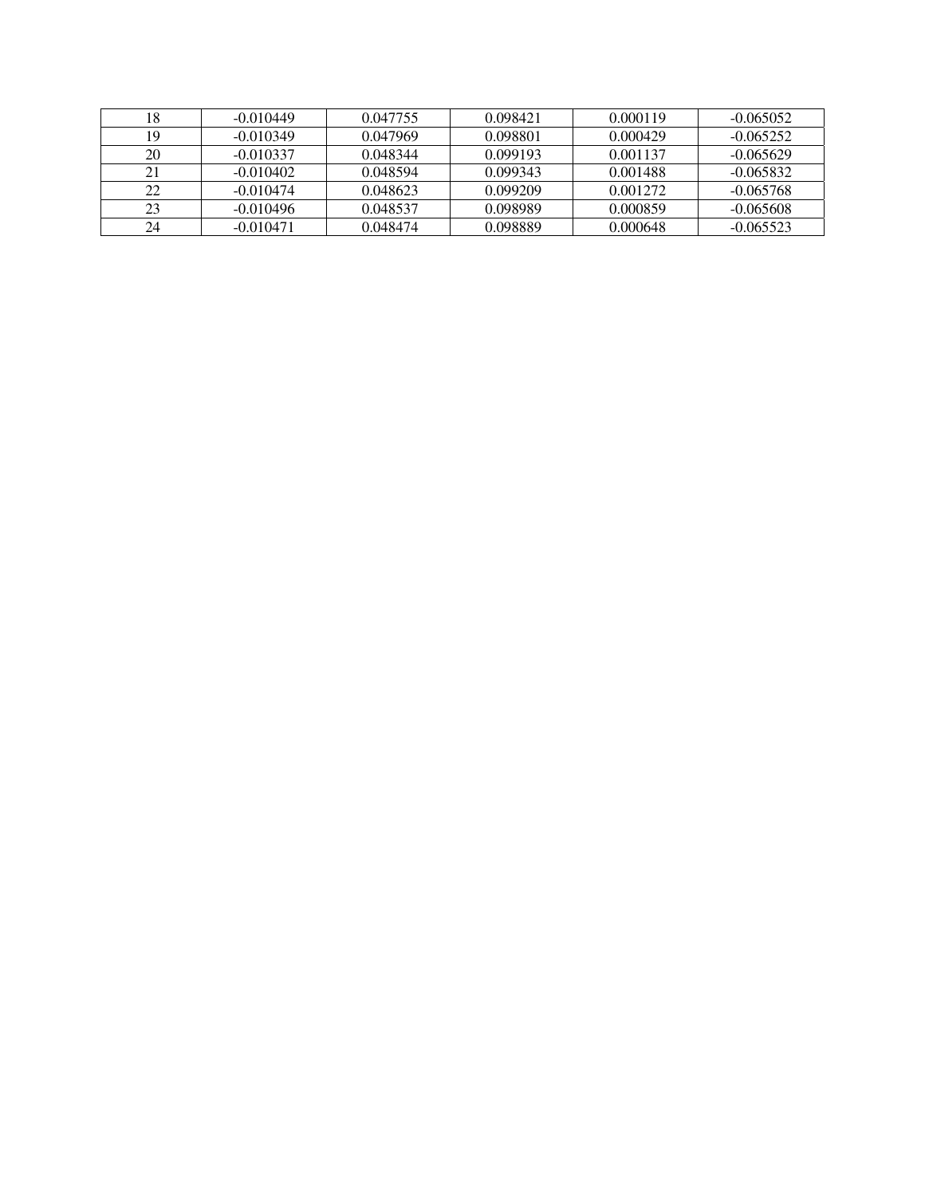| | | | | | |
|---|---|---|---|---|---|
| 18 | -0.010449 | 0.047755 | 0.098421 | 0.000119 | -0.065052 |
| 19 | -0.010349 | 0.047969 | 0.098801 | 0.000429 | -0.065252 |
| 20 | -0.010337 | 0.048344 | 0.099193 | 0.001137 | -0.065629 |
| 21 | -0.010402 | 0.048594 | 0.099343 | 0.001488 | -0.065832 |
| 22 | -0.010474 | 0.048623 | 0.099209 | 0.001272 | -0.065768 |
| 23 | -0.010496 | 0.048537 | 0.098989 | 0.000859 | -0.065608 |
| 24 | -0.010471 | 0.048474 | 0.098889 | 0.000648 | -0.065523 |